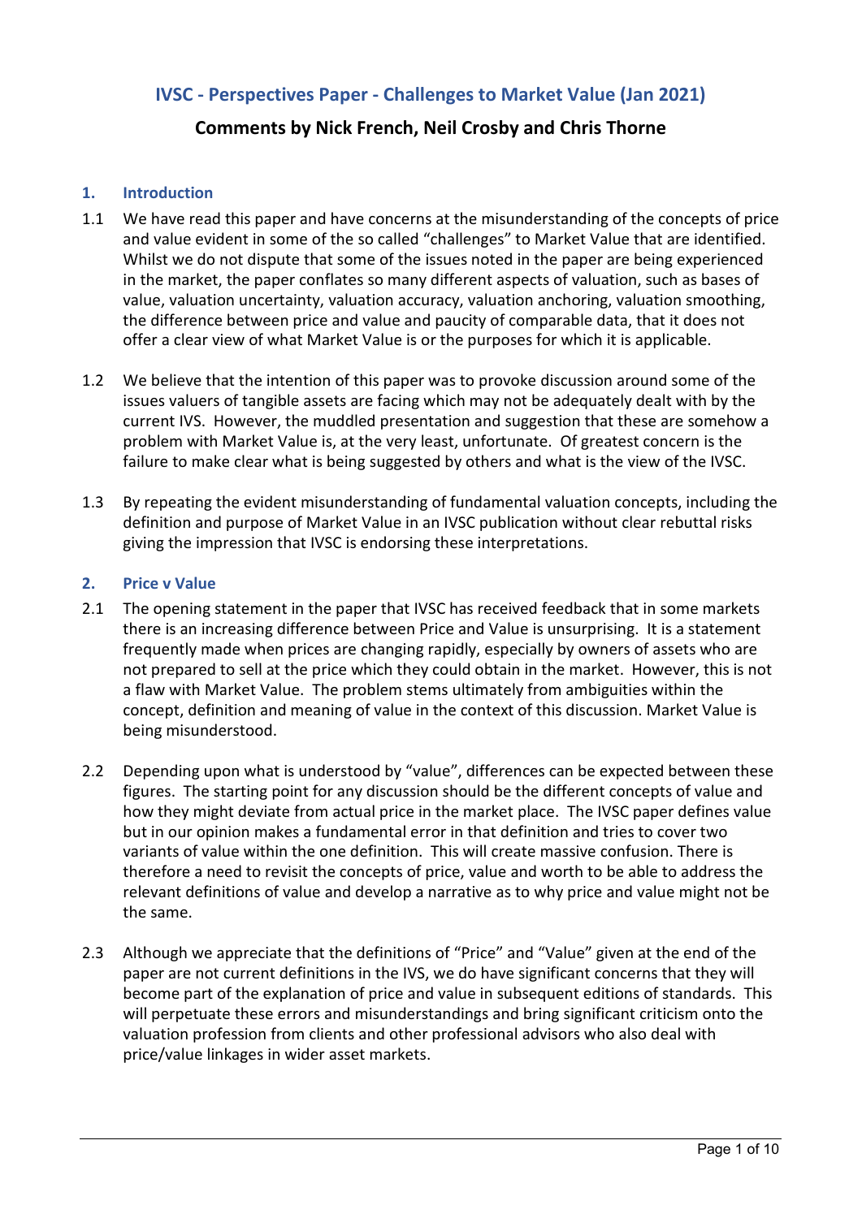# IVSC - Perspectives Paper - Challenges to Market Value (Jan 2021)

## Comments by Nick French, Neil Crosby and Chris Thorne

### 1. Introduction

1.1 We have read this paper and have concerns at the misunderstanding of the concepts of price and value evident in some of the so called "challenges" to Market Value that are identified. Whilst we do not dispute that some of the issues noted in the paper are being experienced in the market, the paper conflates so many different aspects of valuation, such as bases of value, valuation uncertainty, valuation accuracy, valuation anchoring, valuation smoothing, the difference between price and value and paucity of comparable data, that it does not offer a clear view of what Market Value is or the purposes for which it is applicable.

1.2 We believe that the intention of this paper was to provoke discussion around some of the issues valuers of tangible assets are facing which may not be adequately dealt with by the current IVS. However, the muddled presentation and suggestion that these are somehow a problem with Market Value is, at the very least, unfortunate. Of greatest concern is the failure to make clear what is being suggested by others and what is the view of the IVSC.

1.3 By repeating the evident misunderstanding of fundamental valuation concepts, including the definition and purpose of Market Value in an IVSC publication without clear rebuttal risks giving the impression that IVSC is endorsing these interpretations.

### 2. Price v Value

2.1 The opening statement in the paper that IVSC has received feedback that in some markets there is an increasing difference between Price and Value is unsurprising. It is a statement frequently made when prices are changing rapidly, especially by owners of assets who are not prepared to sell at the price which they could obtain in the market. However, this is not a flaw with Market Value. The problem stems ultimately from ambiguities within the concept, definition and meaning of value in the context of this discussion. Market Value is being misunderstood.

2.2 Depending upon what is understood by "value", differences can be expected between these figures. The starting point for any discussion should be the different concepts of value and how they might deviate from actual price in the market place. The IVSC paper defines value but in our opinion makes a fundamental error in that definition and tries to cover two variants of value within the one definition. This will create massive confusion. There is therefore a need to revisit the concepts of price, value and worth to be able to address the relevant definitions of value and develop a narrative as to why price and value might not be the same.

2.3 Although we appreciate that the definitions of "Price" and "Value" given at the end of the paper are not current definitions in the IVS, we do have significant concerns that they will become part of the explanation of price and value in subsequent editions of standards. This will perpetuate these errors and misunderstandings and bring significant criticism onto the valuation profession from clients and other professional advisors who also deal with price/value linkages in wider asset markets.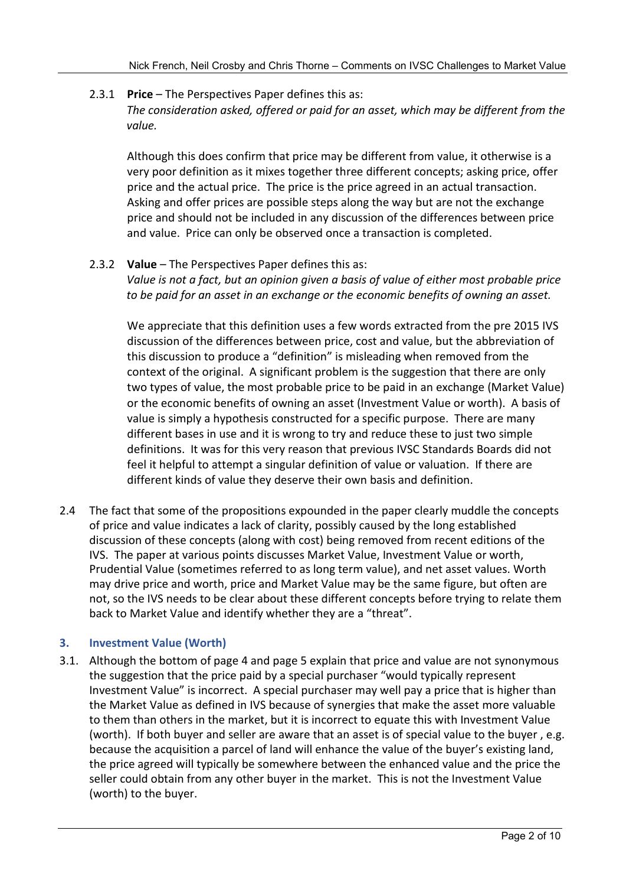2.3.1 **Price** – The Perspectives Paper defines this as:
*The consideration asked, offered or paid for an asset, which may be different from the value.*

Although this does confirm that price may be different from value, it otherwise is a very poor definition as it mixes together three different concepts; asking price, offer price and the actual price. The price is the price agreed in an actual transaction. Asking and offer prices are possible steps along the way but are not the exchange price and should not be included in any discussion of the differences between price and value. Price can only be observed once a transaction is completed.

2.3.2 **Value** – The Perspectives Paper defines this as:
*Value is not a fact, but an opinion given a basis of value of either most probable price to be paid for an asset in an exchange or the economic benefits of owning an asset.*

We appreciate that this definition uses a few words extracted from the pre 2015 IVS discussion of the differences between price, cost and value, but the abbreviation of this discussion to produce a "definition" is misleading when removed from the context of the original. A significant problem is the suggestion that there are only two types of value, the most probable price to be paid in an exchange (Market Value) or the economic benefits of owning an asset (Investment Value or worth). A basis of value is simply a hypothesis constructed for a specific purpose. There are many different bases in use and it is wrong to try and reduce these to just two simple definitions. It was for this very reason that previous IVSC Standards Boards did not feel it helpful to attempt a singular definition of value or valuation. If there are different kinds of value they deserve their own basis and definition.

2.4 The fact that some of the propositions expounded in the paper clearly muddle the concepts of price and value indicates a lack of clarity, possibly caused by the long established discussion of these concepts (along with cost) being removed from recent editions of the IVS. The paper at various points discusses Market Value, Investment Value or worth, Prudential Value (sometimes referred to as long term value), and net asset values. Worth may drive price and worth, price and Market Value may be the same figure, but often are not, so the IVS needs to be clear about these different concepts before trying to relate them back to Market Value and identify whether they are a "threat".

## 3. Investment Value (Worth)

3.1. Although the bottom of page 4 and page 5 explain that price and value are not synonymous the suggestion that the price paid by a special purchaser "would typically represent Investment Value" is incorrect. A special purchaser may well pay a price that is higher than the Market Value as defined in IVS because of synergies that make the asset more valuable to them than others in the market, but it is incorrect to equate this with Investment Value (worth). If both buyer and seller are aware that an asset is of special value to the buyer , e.g. because the acquisition a parcel of land will enhance the value of the buyer's existing land, the price agreed will typically be somewhere between the enhanced value and the price the seller could obtain from any other buyer in the market. This is not the Investment Value (worth) to the buyer.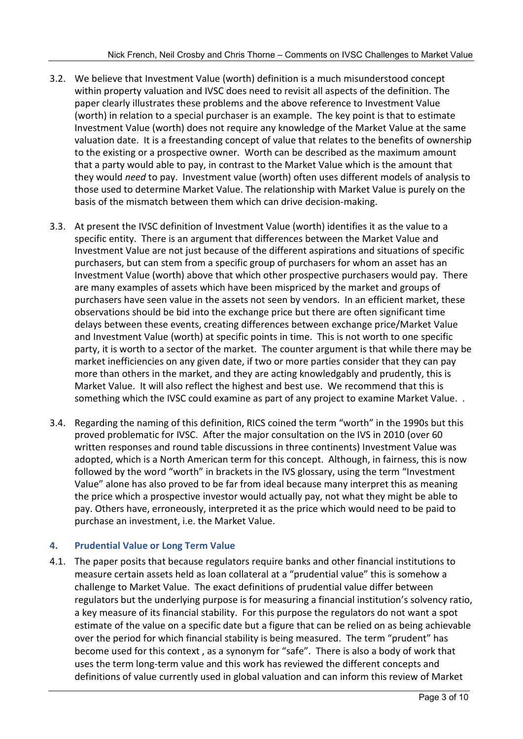3.2. We believe that Investment Value (worth) definition is a much misunderstood concept within property valuation and IVSC does need to revisit all aspects of the definition. The paper clearly illustrates these problems and the above reference to Investment Value (worth) in relation to a special purchaser is an example. The key point is that to estimate Investment Value (worth) does not require any knowledge of the Market Value at the same valuation date. It is a freestanding concept of value that relates to the benefits of ownership to the existing or a prospective owner. Worth can be described as the maximum amount that a party would able to pay, in contrast to the Market Value which is the amount that they would *need* to pay. Investment value (worth) often uses different models of analysis to those used to determine Market Value. The relationship with Market Value is purely on the basis of the mismatch between them which can drive decision-making.

3.3. At present the IVSC definition of Investment Value (worth) identifies it as the value to a specific entity. There is an argument that differences between the Market Value and Investment Value are not just because of the different aspirations and situations of specific purchasers, but can stem from a specific group of purchasers for whom an asset has an Investment Value (worth) above that which other prospective purchasers would pay. There are many examples of assets which have been mispriced by the market and groups of purchasers have seen value in the assets not seen by vendors. In an efficient market, these observations should be bid into the exchange price but there are often significant time delays between these events, creating differences between exchange price/Market Value and Investment Value (worth) at specific points in time. This is not worth to one specific party, it is worth to a sector of the market. The counter argument is that while there may be market inefficiencies on any given date, if two or more parties consider that they can pay more than others in the market, and they are acting knowledgably and prudently, this is Market Value. It will also reflect the highest and best use. We recommend that this is something which the IVSC could examine as part of any project to examine Market Value. .

3.4. Regarding the naming of this definition, RICS coined the term "worth" in the 1990s but this proved problematic for IVSC. After the major consultation on the IVS in 2010 (over 60 written responses and round table discussions in three continents) Investment Value was adopted, which is a North American term for this concept. Although, in fairness, this is now followed by the word "worth" in brackets in the IVS glossary, using the term "Investment Value" alone has also proved to be far from ideal because many interpret this as meaning the price which a prospective investor would actually pay, not what they might be able to pay. Others have, erroneously, interpreted it as the price which would need to be paid to purchase an investment, i.e. the Market Value.

## 4. Prudential Value or Long Term Value

4.1. The paper posits that because regulators require banks and other financial institutions to measure certain assets held as loan collateral at a "prudential value" this is somehow a challenge to Market Value. The exact definitions of prudential value differ between regulators but the underlying purpose is for measuring a financial institution's solvency ratio, a key measure of its financial stability. For this purpose the regulators do not want a spot estimate of the value on a specific date but a figure that can be relied on as being achievable over the period for which financial stability is being measured. The term "prudent" has become used for this context , as a synonym for "safe". There is also a body of work that uses the term long-term value and this work has reviewed the different concepts and definitions of value currently used in global valuation and can inform this review of Market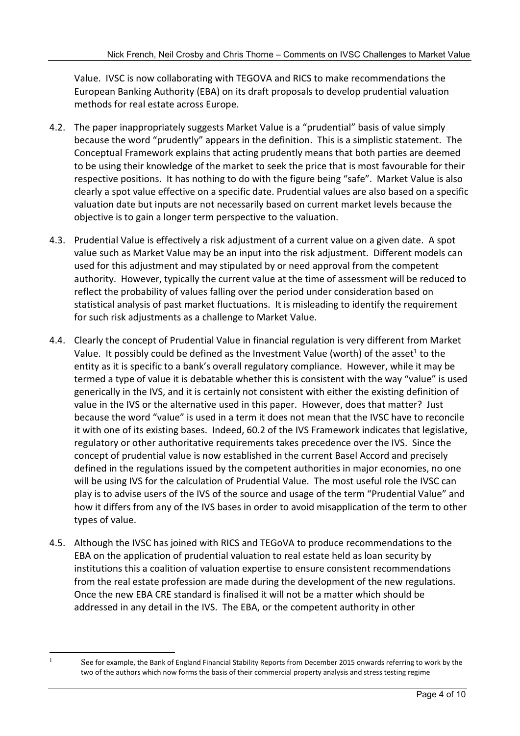Value. IVSC is now collaborating with TEGOVA and RICS to make recommendations the European Banking Authority (EBA) on its draft proposals to develop prudential valuation methods for real estate across Europe.

4.2. The paper inappropriately suggests Market Value is a "prudential" basis of value simply because the word "prudently" appears in the definition. This is a simplistic statement. The Conceptual Framework explains that acting prudently means that both parties are deemed to be using their knowledge of the market to seek the price that is most favourable for their respective positions. It has nothing to do with the figure being "safe". Market Value is also clearly a spot value effective on a specific date. Prudential values are also based on a specific valuation date but inputs are not necessarily based on current market levels because the objective is to gain a longer term perspective to the valuation.

4.3. Prudential Value is effectively a risk adjustment of a current value on a given date. A spot value such as Market Value may be an input into the risk adjustment. Different models can used for this adjustment and may stipulated by or need approval from the competent authority. However, typically the current value at the time of assessment will be reduced to reflect the probability of values falling over the period under consideration based on statistical analysis of past market fluctuations. It is misleading to identify the requirement for such risk adjustments as a challenge to Market Value.

4.4. Clearly the concept of Prudential Value in financial regulation is very different from Market Value. It possibly could be defined as the Investment Value (worth) of the asset[1] to the entity as it is specific to a bank's overall regulatory compliance. However, while it may be termed a type of value it is debatable whether this is consistent with the way "value" is used generically in the IVS, and it is certainly not consistent with either the existing definition of value in the IVS or the alternative used in this paper. However, does that matter? Just because the word "value" is used in a term it does not mean that the IVSC have to reconcile it with one of its existing bases. Indeed, 60.2 of the IVS Framework indicates that legislative, regulatory or other authoritative requirements takes precedence over the IVS. Since the concept of prudential value is now established in the current Basel Accord and precisely defined in the regulations issued by the competent authorities in major economies, no one will be using IVS for the calculation of Prudential Value. The most useful role the IVSC can play is to advise users of the IVS of the source and usage of the term "Prudential Value" and how it differs from any of the IVS bases in order to avoid misapplication of the term to other types of value.

4.5. Although the IVSC has joined with RICS and TEGoVA to produce recommendations to the EBA on the application of prudential valuation to real estate held as loan security by institutions this a coalition of valuation expertise to ensure consistent recommendations from the real estate profession are made during the development of the new regulations. Once the new EBA CRE standard is finalised it will not be a matter which should be addressed in any detail in the IVS. The EBA, or the competent authority in other

[1] See for example, the Bank of England Financial Stability Reports from December 2015 onwards referring to work by the two of the authors which now forms the basis of their commercial property analysis and stress testing regime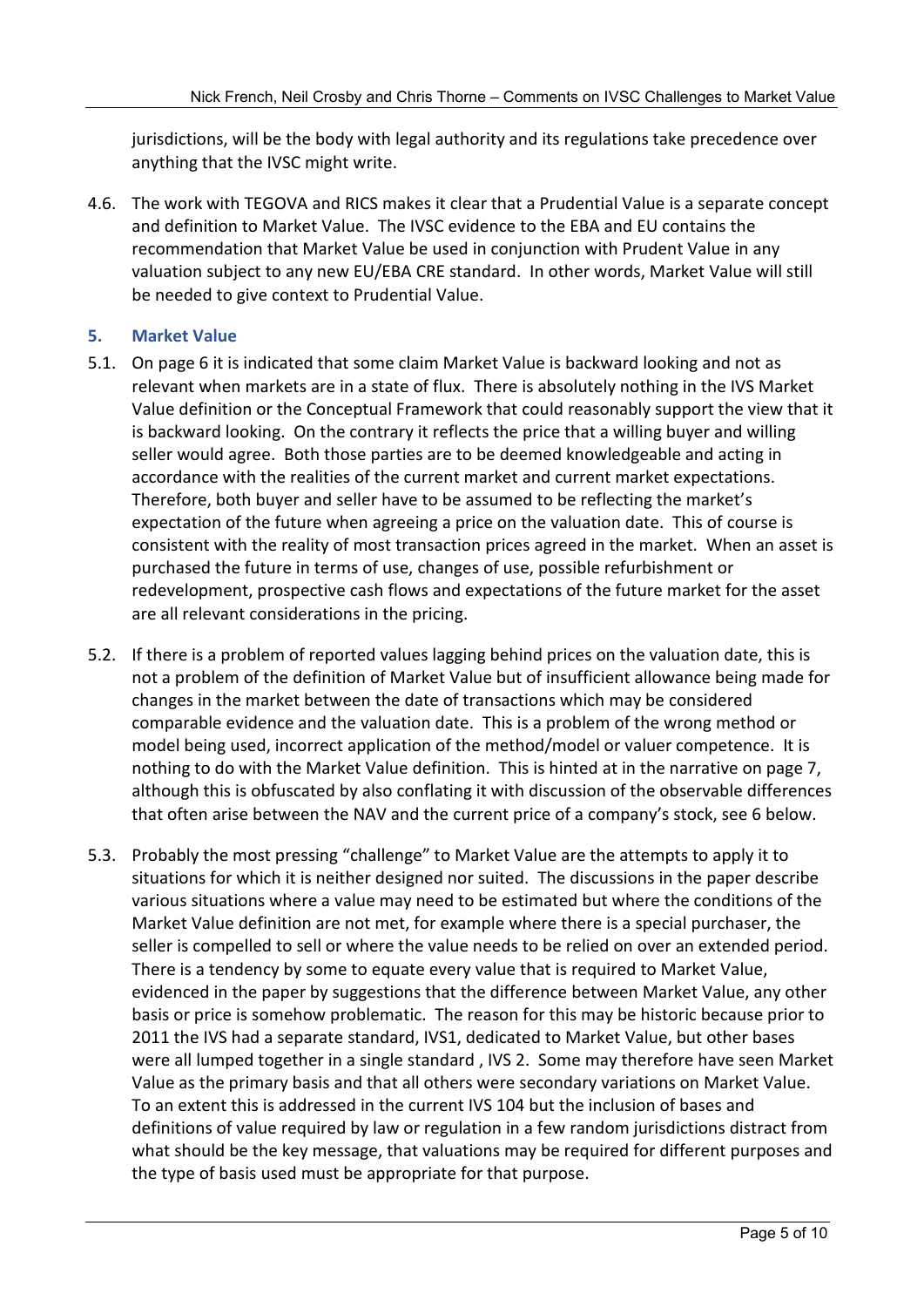jurisdictions, will be the body with legal authority and its regulations take precedence over anything that the IVSC might write.

4.6. The work with TEGOVA and RICS makes it clear that a Prudential Value is a separate concept and definition to Market Value. The IVSC evidence to the EBA and EU contains the recommendation that Market Value be used in conjunction with Prudent Value in any valuation subject to any new EU/EBA CRE standard. In other words, Market Value will still be needed to give context to Prudential Value.

## 5. Market Value

5.1. On page 6 it is indicated that some claim Market Value is backward looking and not as relevant when markets are in a state of flux. There is absolutely nothing in the IVS Market Value definition or the Conceptual Framework that could reasonably support the view that it is backward looking. On the contrary it reflects the price that a willing buyer and willing seller would agree. Both those parties are to be deemed knowledgeable and acting in accordance with the realities of the current market and current market expectations. Therefore, both buyer and seller have to be assumed to be reflecting the market's expectation of the future when agreeing a price on the valuation date. This of course is consistent with the reality of most transaction prices agreed in the market. When an asset is purchased the future in terms of use, changes of use, possible refurbishment or redevelopment, prospective cash flows and expectations of the future market for the asset are all relevant considerations in the pricing.

5.2. If there is a problem of reported values lagging behind prices on the valuation date, this is not a problem of the definition of Market Value but of insufficient allowance being made for changes in the market between the date of transactions which may be considered comparable evidence and the valuation date. This is a problem of the wrong method or model being used, incorrect application of the method/model or valuer competence. It is nothing to do with the Market Value definition. This is hinted at in the narrative on page 7, although this is obfuscated by also conflating it with discussion of the observable differences that often arise between the NAV and the current price of a company's stock, see 6 below.

5.3. Probably the most pressing "challenge" to Market Value are the attempts to apply it to situations for which it is neither designed nor suited. The discussions in the paper describe various situations where a value may need to be estimated but where the conditions of the Market Value definition are not met, for example where there is a special purchaser, the seller is compelled to sell or where the value needs to be relied on over an extended period. There is a tendency by some to equate every value that is required to Market Value, evidenced in the paper by suggestions that the difference between Market Value, any other basis or price is somehow problematic. The reason for this may be historic because prior to 2011 the IVS had a separate standard, IVS1, dedicated to Market Value, but other bases were all lumped together in a single standard , IVS 2. Some may therefore have seen Market Value as the primary basis and that all others were secondary variations on Market Value. To an extent this is addressed in the current IVS 104 but the inclusion of bases and definitions of value required by law or regulation in a few random jurisdictions distract from what should be the key message, that valuations may be required for different purposes and the type of basis used must be appropriate for that purpose.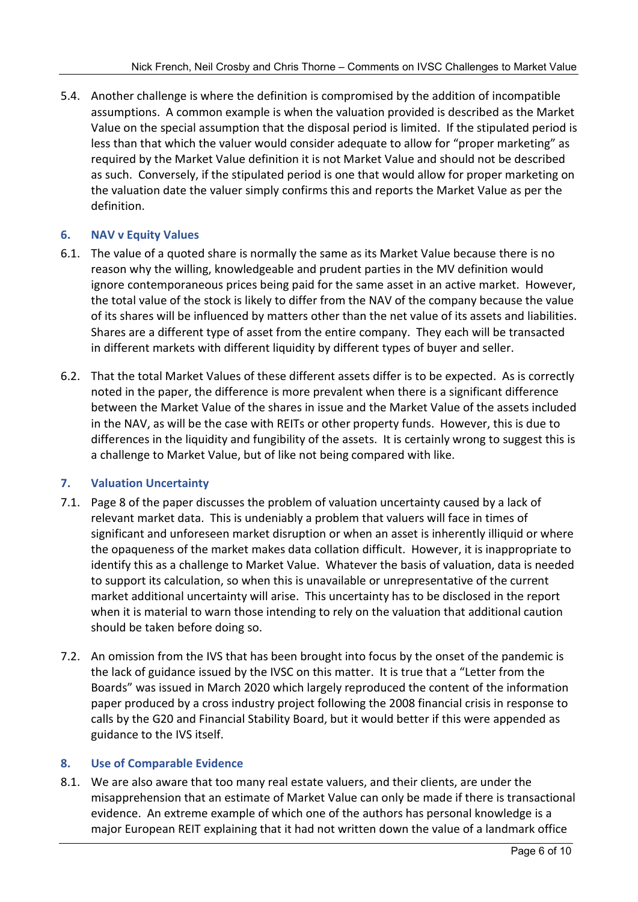5.4. Another challenge is where the definition is compromised by the addition of incompatible assumptions. A common example is when the valuation provided is described as the Market Value on the special assumption that the disposal period is limited. If the stipulated period is less than that which the valuer would consider adequate to allow for "proper marketing" as required by the Market Value definition it is not Market Value and should not be described as such. Conversely, if the stipulated period is one that would allow for proper marketing on the valuation date the valuer simply confirms this and reports the Market Value as per the definition.

## 6. NAV v Equity Values

6.1. The value of a quoted share is normally the same as its Market Value because there is no reason why the willing, knowledgeable and prudent parties in the MV definition would ignore contemporaneous prices being paid for the same asset in an active market. However, the total value of the stock is likely to differ from the NAV of the company because the value of its shares will be influenced by matters other than the net value of its assets and liabilities. Shares are a different type of asset from the entire company. They each will be transacted in different markets with different liquidity by different types of buyer and seller.

6.2. That the total Market Values of these different assets differ is to be expected. As is correctly noted in the paper, the difference is more prevalent when there is a significant difference between the Market Value of the shares in issue and the Market Value of the assets included in the NAV, as will be the case with REITs or other property funds. However, this is due to differences in the liquidity and fungibility of the assets. It is certainly wrong to suggest this is a challenge to Market Value, but of like not being compared with like.

## 7. Valuation Uncertainty

7.1. Page 8 of the paper discusses the problem of valuation uncertainty caused by a lack of relevant market data. This is undeniably a problem that valuers will face in times of significant and unforeseen market disruption or when an asset is inherently illiquid or where the opaqueness of the market makes data collation difficult. However, it is inappropriate to identify this as a challenge to Market Value. Whatever the basis of valuation, data is needed to support its calculation, so when this is unavailable or unrepresentative of the current market additional uncertainty will arise. This uncertainty has to be disclosed in the report when it is material to warn those intending to rely on the valuation that additional caution should be taken before doing so.

7.2. An omission from the IVS that has been brought into focus by the onset of the pandemic is the lack of guidance issued by the IVSC on this matter. It is true that a "Letter from the Boards" was issued in March 2020 which largely reproduced the content of the information paper produced by a cross industry project following the 2008 financial crisis in response to calls by the G20 and Financial Stability Board, but it would better if this were appended as guidance to the IVS itself.

## 8. Use of Comparable Evidence

8.1. We are also aware that too many real estate valuers, and their clients, are under the misapprehension that an estimate of Market Value can only be made if there is transactional evidence. An extreme example of which one of the authors has personal knowledge is a major European REIT explaining that it had not written down the value of a landmark office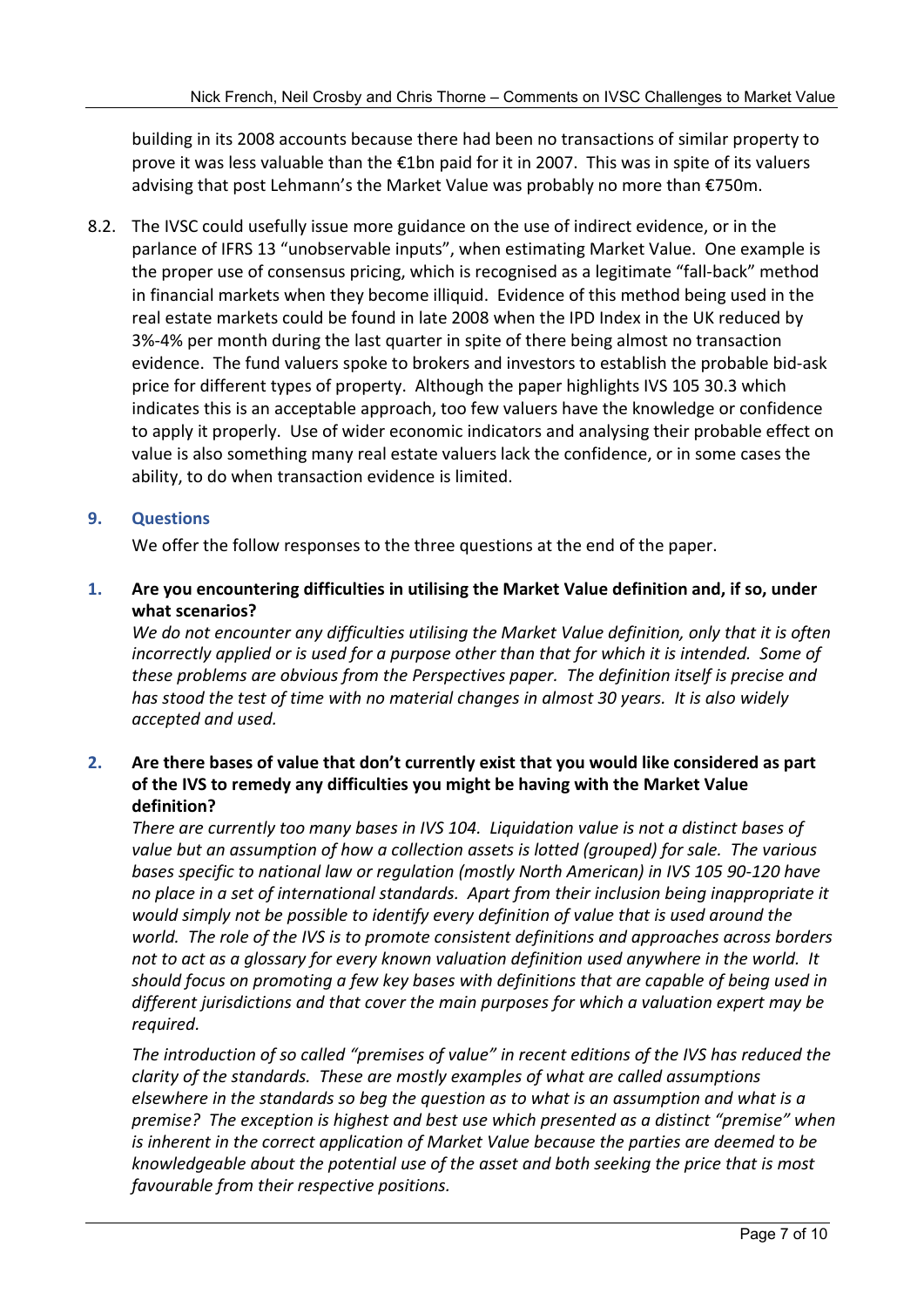building in its 2008 accounts because there had been no transactions of similar property to prove it was less valuable than the €1bn paid for it in 2007. This was in spite of its valuers advising that post Lehmann's the Market Value was probably no more than €750m.

8.2. The IVSC could usefully issue more guidance on the use of indirect evidence, or in the parlance of IFRS 13 "unobservable inputs", when estimating Market Value. One example is the proper use of consensus pricing, which is recognised as a legitimate "fall-back" method in financial markets when they become illiquid. Evidence of this method being used in the real estate markets could be found in late 2008 when the IPD Index in the UK reduced by 3%-4% per month during the last quarter in spite of there being almost no transaction evidence. The fund valuers spoke to brokers and investors to establish the probable bid-ask price for different types of property. Although the paper highlights IVS 105 30.3 which indicates this is an acceptable approach, too few valuers have the knowledge or confidence to apply it properly. Use of wider economic indicators and analysing their probable effect on value is also something many real estate valuers lack the confidence, or in some cases the ability, to do when transaction evidence is limited.

## 9. Questions

We offer the follow responses to the three questions at the end of the paper.

**1. Are you encountering difficulties in utilising the Market Value definition and, if so, under what scenarios?**

*We do not encounter any difficulties utilising the Market Value definition, only that it is often incorrectly applied or is used for a purpose other than that for which it is intended. Some of these problems are obvious from the Perspectives paper. The definition itself is precise and has stood the test of time with no material changes in almost 30 years. It is also widely accepted and used.*

**2. Are there bases of value that don't currently exist that you would like considered as part of the IVS to remedy any difficulties you might be having with the Market Value definition?**

*There are currently too many bases in IVS 104. Liquidation value is not a distinct bases of value but an assumption of how a collection assets is lotted (grouped) for sale. The various bases specific to national law or regulation (mostly North American) in IVS 105 90-120 have no place in a set of international standards. Apart from their inclusion being inappropriate it would simply not be possible to identify every definition of value that is used around the world. The role of the IVS is to promote consistent definitions and approaches across borders not to act as a glossary for every known valuation definition used anywhere in the world. It should focus on promoting a few key bases with definitions that are capable of being used in different jurisdictions and that cover the main purposes for which a valuation expert may be required.*

*The introduction of so called "premises of value" in recent editions of the IVS has reduced the clarity of the standards. These are mostly examples of what are called assumptions elsewhere in the standards so beg the question as to what is an assumption and what is a premise? The exception is highest and best use which presented as a distinct "premise" when is inherent in the correct application of Market Value because the parties are deemed to be knowledgeable about the potential use of the asset and both seeking the price that is most favourable from their respective positions.*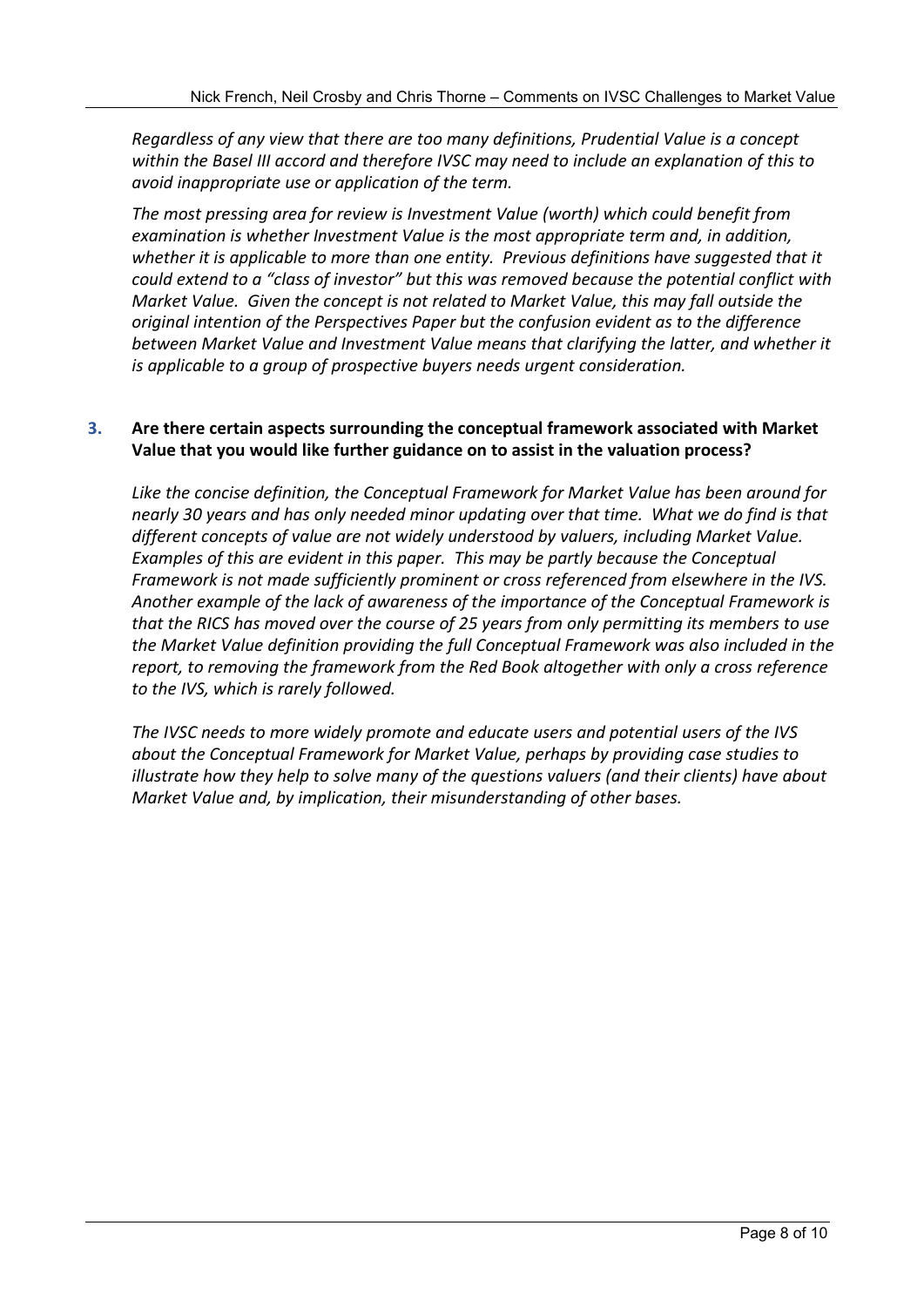*Regardless of any view that there are too many definitions, Prudential Value is a concept within the Basel III accord and therefore IVSC may need to include an explanation of this to avoid inappropriate use or application of the term.*

*The most pressing area for review is Investment Value (worth) which could benefit from examination is whether Investment Value is the most appropriate term and, in addition, whether it is applicable to more than one entity. Previous definitions have suggested that it could extend to a "class of investor" but this was removed because the potential conflict with Market Value. Given the concept is not related to Market Value, this may fall outside the original intention of the Perspectives Paper but the confusion evident as to the difference between Market Value and Investment Value means that clarifying the latter, and whether it is applicable to a group of prospective buyers needs urgent consideration.*

**3. Are there certain aspects surrounding the conceptual framework associated with Market Value that you would like further guidance on to assist in the valuation process?**

*Like the concise definition, the Conceptual Framework for Market Value has been around for nearly 30 years and has only needed minor updating over that time. What we do find is that different concepts of value are not widely understood by valuers, including Market Value. Examples of this are evident in this paper. This may be partly because the Conceptual Framework is not made sufficiently prominent or cross referenced from elsewhere in the IVS. Another example of the lack of awareness of the importance of the Conceptual Framework is that the RICS has moved over the course of 25 years from only permitting its members to use the Market Value definition providing the full Conceptual Framework was also included in the report, to removing the framework from the Red Book altogether with only a cross reference to the IVS, which is rarely followed.*

*The IVSC needs to more widely promote and educate users and potential users of the IVS about the Conceptual Framework for Market Value, perhaps by providing case studies to illustrate how they help to solve many of the questions valuers (and their clients) have about Market Value and, by implication, their misunderstanding of other bases.*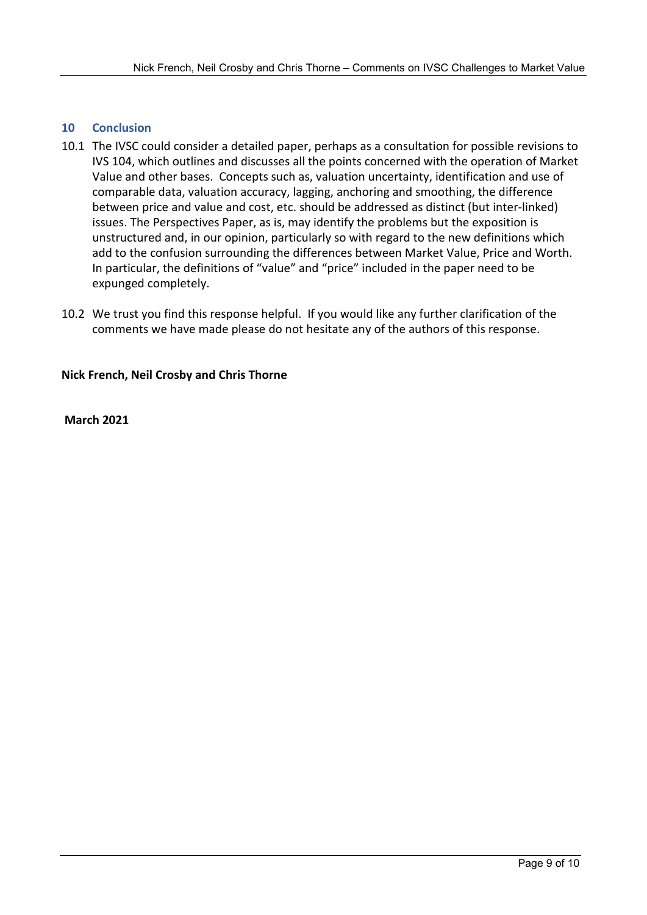## 10 Conclusion

10.1 The IVSC could consider a detailed paper, perhaps as a consultation for possible revisions to IVS 104, which outlines and discusses all the points concerned with the operation of Market Value and other bases. Concepts such as, valuation uncertainty, identification and use of comparable data, valuation accuracy, lagging, anchoring and smoothing, the difference between price and value and cost, etc. should be addressed as distinct (but inter-linked) issues. The Perspectives Paper, as is, may identify the problems but the exposition is unstructured and, in our opinion, particularly so with regard to the new definitions which add to the confusion surrounding the differences between Market Value, Price and Worth. In particular, the definitions of "value" and "price" included in the paper need to be expunged completely.

10.2 We trust you find this response helpful. If you would like any further clarification of the comments we have made please do not hesitate any of the authors of this response.

**Nick French, Neil Crosby and Chris Thorne**

**March 2021**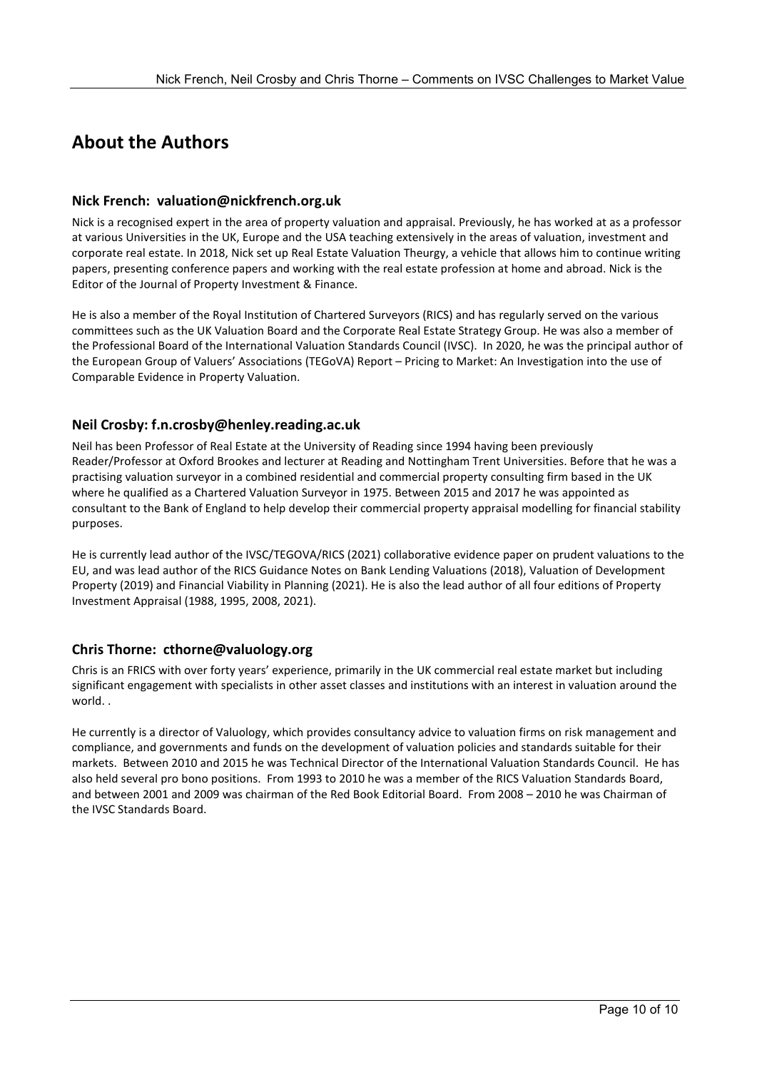# About the Authors

## Nick French: valuation@nickfrench.org.uk

Nick is a recognised expert in the area of property valuation and appraisal. Previously, he has worked at as a professor at various Universities in the UK, Europe and the USA teaching extensively in the areas of valuation, investment and corporate real estate. In 2018, Nick set up Real Estate Valuation Theurgy, a vehicle that allows him to continue writing papers, presenting conference papers and working with the real estate profession at home and abroad. Nick is the Editor of the Journal of Property Investment & Finance.

He is also a member of the Royal Institution of Chartered Surveyors (RICS) and has regularly served on the various committees such as the UK Valuation Board and the Corporate Real Estate Strategy Group. He was also a member of the Professional Board of the International Valuation Standards Council (IVSC). In 2020, he was the principal author of the European Group of Valuers' Associations (TEGoVA) Report – Pricing to Market: An Investigation into the use of Comparable Evidence in Property Valuation.

## Neil Crosby: f.n.crosby@henley.reading.ac.uk

Neil has been Professor of Real Estate at the University of Reading since 1994 having been previously Reader/Professor at Oxford Brookes and lecturer at Reading and Nottingham Trent Universities. Before that he was a practising valuation surveyor in a combined residential and commercial property consulting firm based in the UK where he qualified as a Chartered Valuation Surveyor in 1975. Between 2015 and 2017 he was appointed as consultant to the Bank of England to help develop their commercial property appraisal modelling for financial stability purposes.

He is currently lead author of the IVSC/TEGOVA/RICS (2021) collaborative evidence paper on prudent valuations to the EU, and was lead author of the RICS Guidance Notes on Bank Lending Valuations (2018), Valuation of Development Property (2019) and Financial Viability in Planning (2021). He is also the lead author of all four editions of Property Investment Appraisal (1988, 1995, 2008, 2021).

## Chris Thorne: cthorne@valuology.org

Chris is an FRICS with over forty years' experience, primarily in the UK commercial real estate market but including significant engagement with specialists in other asset classes and institutions with an interest in valuation around the world. .

He currently is a director of Valuology, which provides consultancy advice to valuation firms on risk management and compliance, and governments and funds on the development of valuation policies and standards suitable for their markets. Between 2010 and 2015 he was Technical Director of the International Valuation Standards Council. He has also held several pro bono positions. From 1993 to 2010 he was a member of the RICS Valuation Standards Board, and between 2001 and 2009 was chairman of the Red Book Editorial Board. From 2008 – 2010 he was Chairman of the IVSC Standards Board.